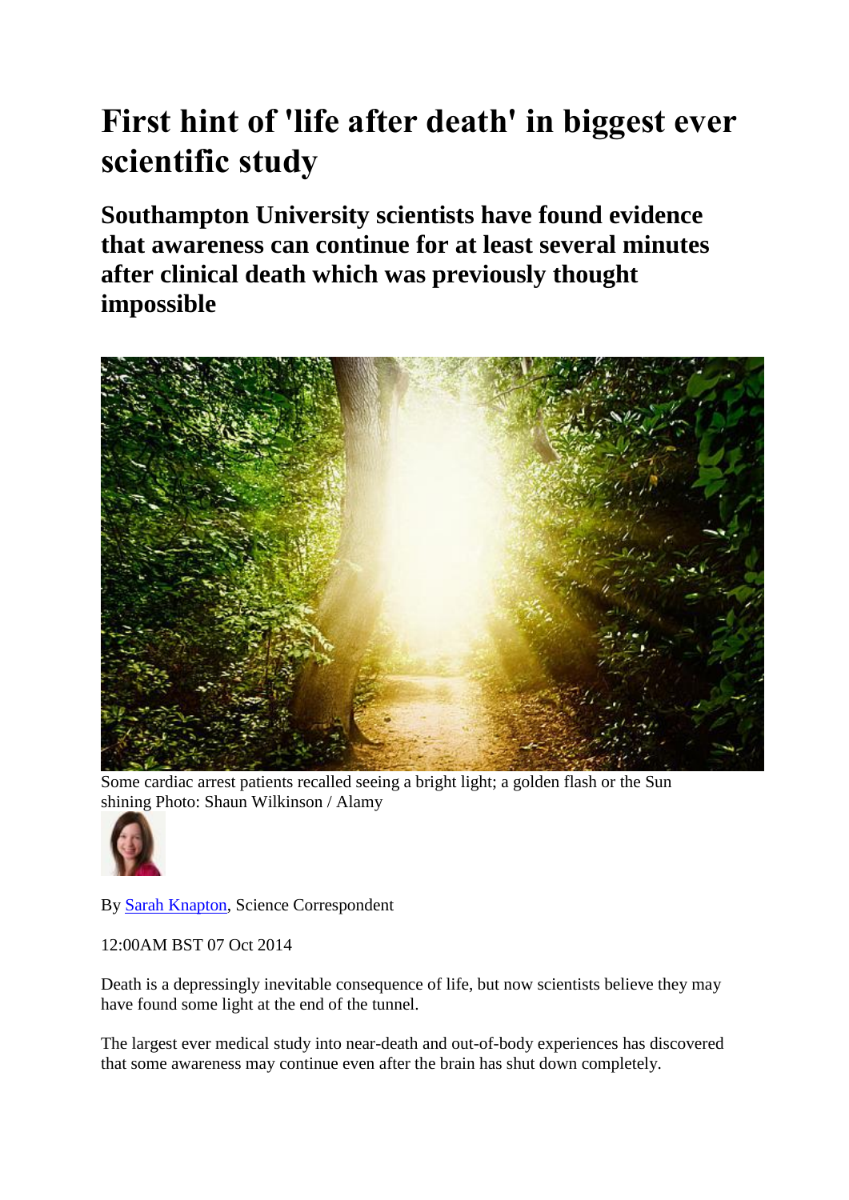# First hint of 'life after death' in biggest ever scientific study

## Southampton University scientists have found evidence that awareness can continue for at least several minutes after clinical death which was previously thought impossible

Some cardiac arrest patients recalled seeing a bright light; a golden flash or the Sun shining Photo: Shaun Wilkinson / Alamy

By Sarah Knapton, Science Correspondent

12:00AM BST 07 Oct 2014

Death is a depressingly inevitable consequence of life, but now scientists believe they may have found some light at the end of the tunnel.

The largest ever medical study into near-death and out-of-body experiences has discovered that some awareness may continue even after the brain has shut down completely.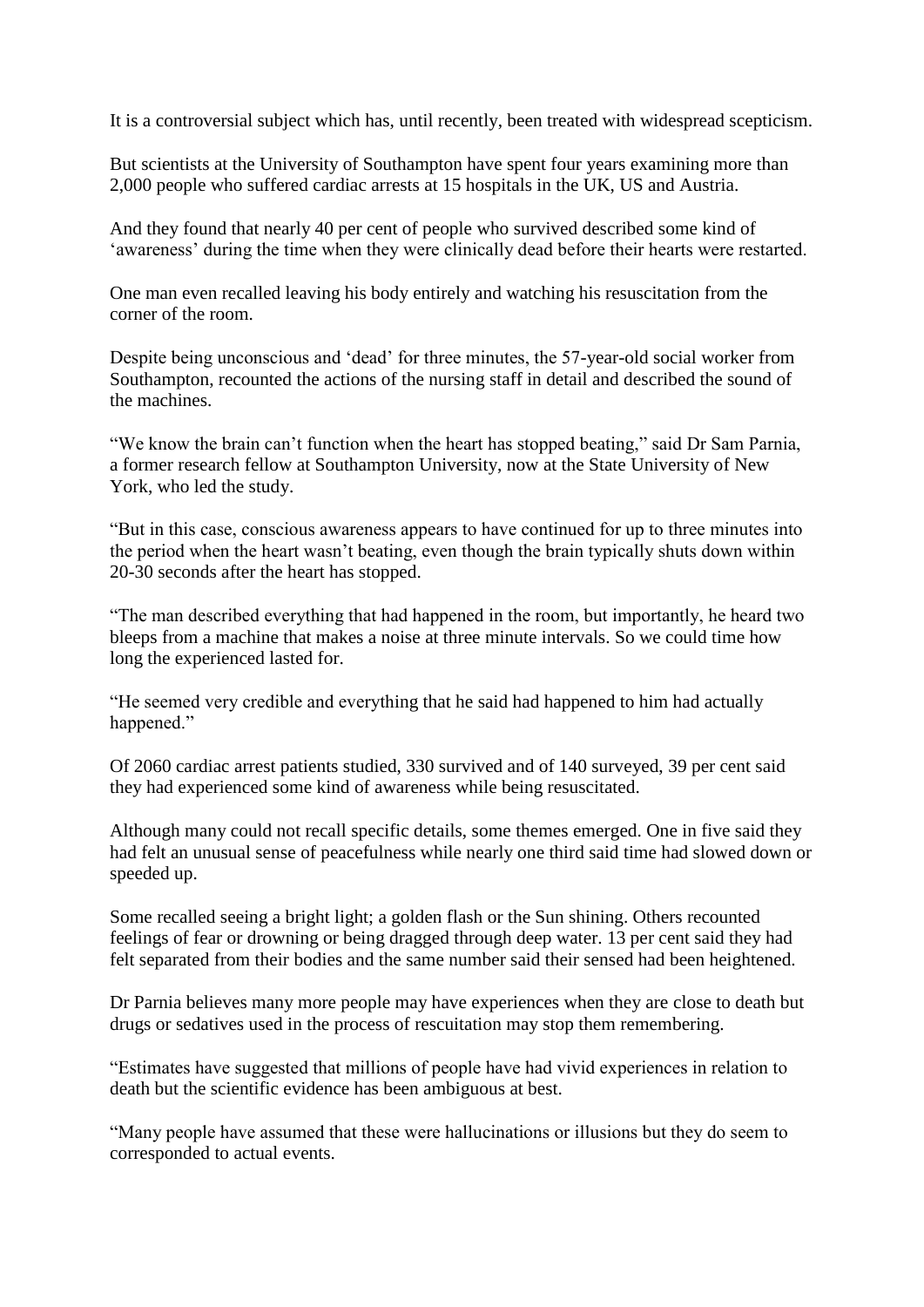It is a controversial subject which has, until recently, been treated with widespread scepticism.

But scientists at the University of Southampton have spent four years examining more than 2,000 people who suffered cardiac arrests at 15 hospitals in the UK, US and Austria.

And they found that nearly 40 per cent of people who survived described some kind of 'awareness' during the time when they were clinically dead before their hearts were restarted.

One man even recalled leaving his body entirely and watching his resuscitation from the corner of the room.

Despite being unconscious and 'dead' for three minutes, the 57-year-old social worker from Southampton, recounted the actions of the nursing staff in detail and described the sound of the machines.

"We know the brain can't function when the heart has stopped beating," said Dr Sam Parnia, a former research fellow at Southampton University, now at the State University of New York, who led the study.

"But in this case, conscious awareness appears to have continued for up to three minutes into the period when the heart wasn't beating, even though the brain typically shuts down within 20-30 seconds after the heart has stopped.

"The man described everything that had happened in the room, but importantly, he heard two bleeps from a machine that makes a noise at three minute intervals. So we could time how long the experienced lasted for.

"He seemed very credible and everything that he said had happened to him had actually happened."

Of 2060 cardiac arrest patients studied, 330 survived and of 140 surveyed, 39 per cent said they had experienced some kind of awareness while being resuscitated.

Although many could not recall specific details, some themes emerged. One in five said they had felt an unusual sense of peacefulness while nearly one third said time had slowed down or speeded up.

Some recalled seeing a bright light; a golden flash or the Sun shining. Others recounted feelings of fear or drowning or being dragged through deep water. 13 per cent said they had felt separated from their bodies and the same number said their sensed had been heightened.

Dr Parnia believes many more people may have experiences when they are close to death but drugs or sedatives used in the process of rescuitation may stop them remembering.

"Estimates have suggested that millions of people have had vivid experiences in relation to death but the scientific evidence has been ambiguous at best.

"Many people have assumed that these were hallucinations or illusions but they do seem to corresponded to actual events.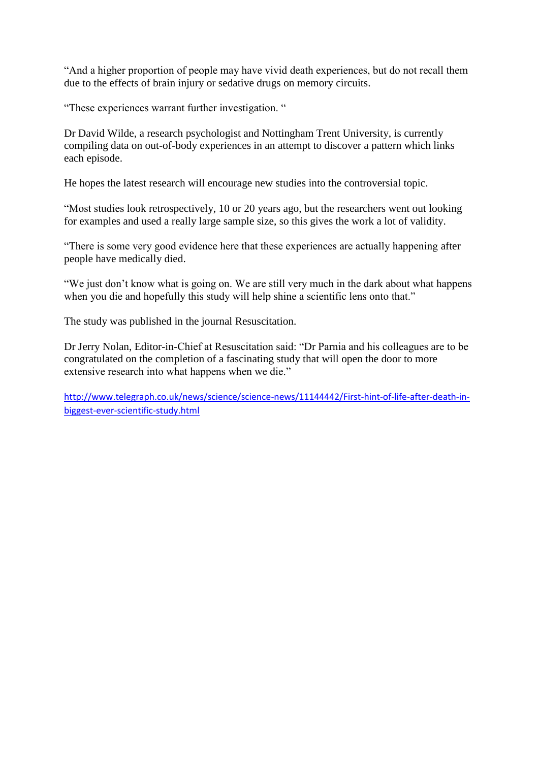"And a higher proportion of people may have vivid death experiences, but do not recall them due to the effects of brain injury or sedative drugs on memory circuits.

"These experiences warrant further investigation. "

Dr David Wilde, a research psychologist and Nottingham Trent University, is currently compiling data on out-of-body experiences in an attempt to discover a pattern which links each episode.

He hopes the latest research will encourage new studies into the controversial topic.

"Most studies look retrospectively, 10 or 20 years ago, but the researchers went out looking for examples and used a really large sample size, so this gives the work a lot of validity.

"There is some very good evidence here that these experiences are actually happening after people have medically died.

"We just don't know what is going on. We are still very much in the dark about what happens when you die and hopefully this study will help shine a scientific lens onto that."

The study was published in the journal Resuscitation.

Dr Jerry Nolan, Editor-in-Chief at Resuscitation said: "Dr Parnia and his colleagues are to be congratulated on the completion of a fascinating study that will open the door to more extensive research into what happens when we die."

http://www.telegraph.co.uk/news/science/science-news/11144442/First-hint-of-life-after-death-in-biggest-ever-scientific-study.html